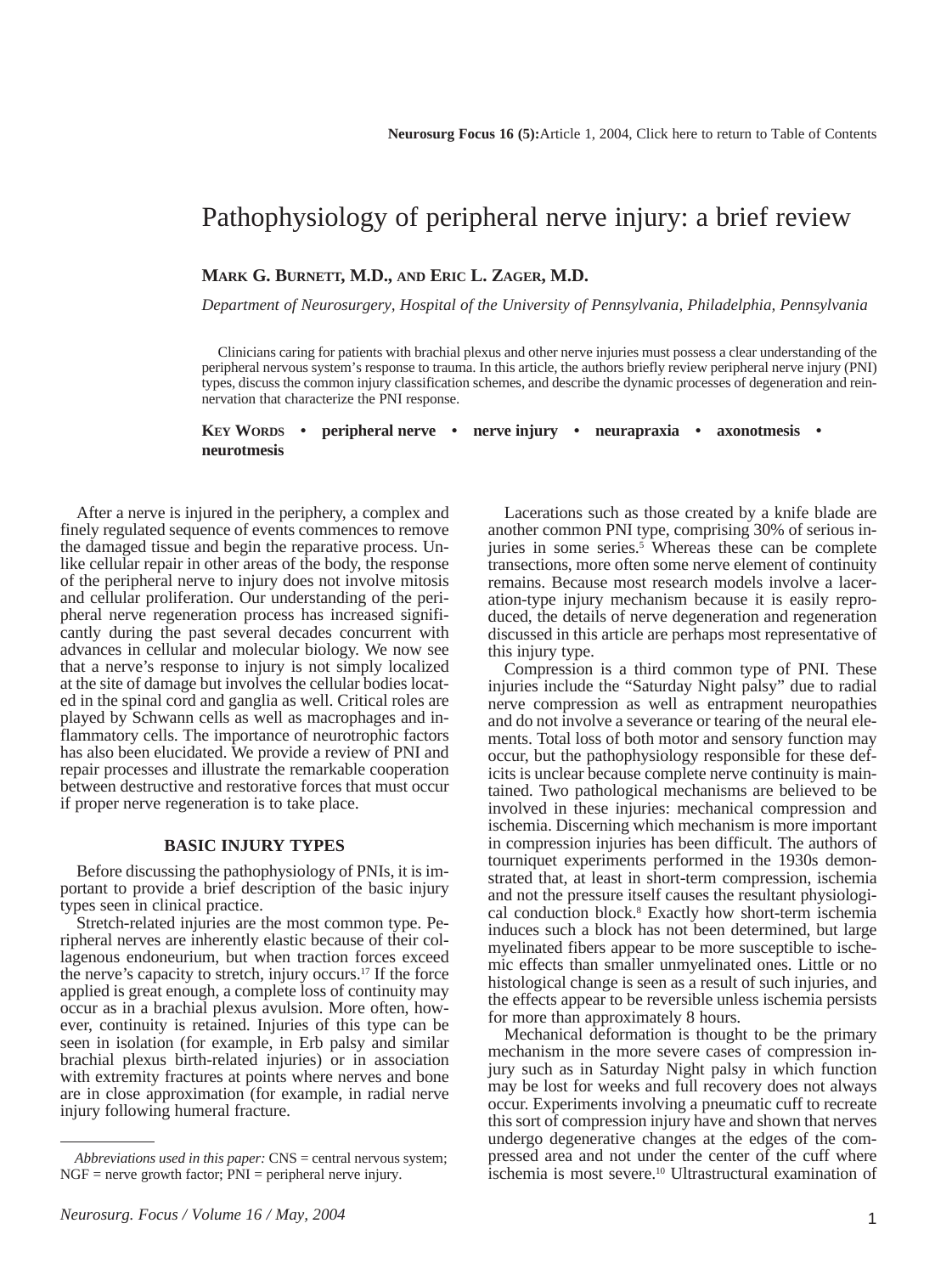# Pathophysiology of peripheral nerve injury: a brief review

**Mark G. Burnett, M.D., and Eric L. Zager, M.D.**

*Department of Neurosurgery, Hospital of the University of Pennsylvania, Philadelphia, Pennsylvania*

Clinicians caring for patients with brachial plexus and other nerve injuries must possess a clear understanding of the peripheral nervous system's response to trauma. In this article, the authors briefly review peripheral nerve injury (PNI) types, discuss the common injury classification schemes, and describe the dynamic processes of degeneration and reinnervation that characterize the PNI response.

**Key Words** • **peripheral nerve** • **nerve injury** • **neurapraxia** • **axonotmesis** • **neurotmesis**

After a nerve is injured in the periphery, a complex and finely regulated sequence of events commences to remove the damaged tissue and begin the reparative process. Unlike cellular repair in other areas of the body, the response of the peripheral nerve to injury does not involve mitosis and cellular proliferation. Our understanding of the peripheral nerve regeneration process has increased significantly during the past several decades concurrent with advances in cellular and molecular biology. We now see that a nerve's response to injury is not simply localized at the site of damage but involves the cellular bodies located in the spinal cord and ganglia as well. Critical roles are played by Schwann cells as well as macrophages and inflammatory cells. The importance of neurotrophic factors has also been elucidated. We provide a review of PNI and repair processes and illustrate the remarkable cooperation between destructive and restorative forces that must occur if proper nerve regeneration is to take place.

## BASIC INJURY TYPES

Before discussing the pathophysiology of PNIs, it is important to provide a brief description of the basic injury types seen in clinical practice.

Stretch-related injuries are the most common type. Peripheral nerves are inherently elastic because of their collagenous endoneurium, but when traction forces exceed the nerve's capacity to stretch, injury occurs.[17] If the force applied is great enough, a complete loss of continuity may occur as in a brachial plexus avulsion. More often, however, continuity is retained. Injuries of this type can be seen in isolation (for example, in Erb palsy and similar brachial plexus birth-related injuries) or in association with extremity fractures at points where nerves and bone are in close approximation (for example, in radial nerve injury following humeral fracture.

Lacerations such as those created by a knife blade are another common PNI type, comprising 30% of serious injuries in some series.[5] Whereas these can be complete transections, more often some nerve element of continuity remains. Because most research models involve a laceration-type injury mechanism because it is easily reproduced, the details of nerve degeneration and regeneration discussed in this article are perhaps most representative of this injury type.

Compression is a third common type of PNI. These injuries include the "Saturday Night palsy" due to radial nerve compression as well as entrapment neuropathies and do not involve a severance or tearing of the neural elements. Total loss of both motor and sensory function may occur, but the pathophysiology responsible for these deficits is unclear because complete nerve continuity is maintained. Two pathological mechanisms are believed to be involved in these injuries: mechanical compression and ischemia. Discerning which mechanism is more important in compression injuries has been difficult. The authors of tourniquet experiments performed in the 1930s demonstrated that, at least in short-term compression, ischemia and not the pressure itself causes the resultant physiological conduction block.[8] Exactly how short-term ischemia induces such a block has not been determined, but large myelinated fibers appear to be more susceptible to ischemic effects than smaller unmyelinated ones. Little or no histological change is seen as a result of such injuries, and the effects appear to be reversible unless ischemia persists for more than approximately 8 hours.

Mechanical deformation is thought to be the primary mechanism in the more severe cases of compression injury such as in Saturday Night palsy in which function may be lost for weeks and full recovery does not always occur. Experiments involving a pneumatic cuff to recreate this sort of compression injury have and shown that nerves undergo degenerative changes at the edges of the compressed area and not under the center of the cuff where ischemia is most severe.[10] Ultrastructural examination of

---

*Abbreviations used in this paper:* CNS = central nervous system; NGF = nerve growth factor; PNI = peripheral nerve injury.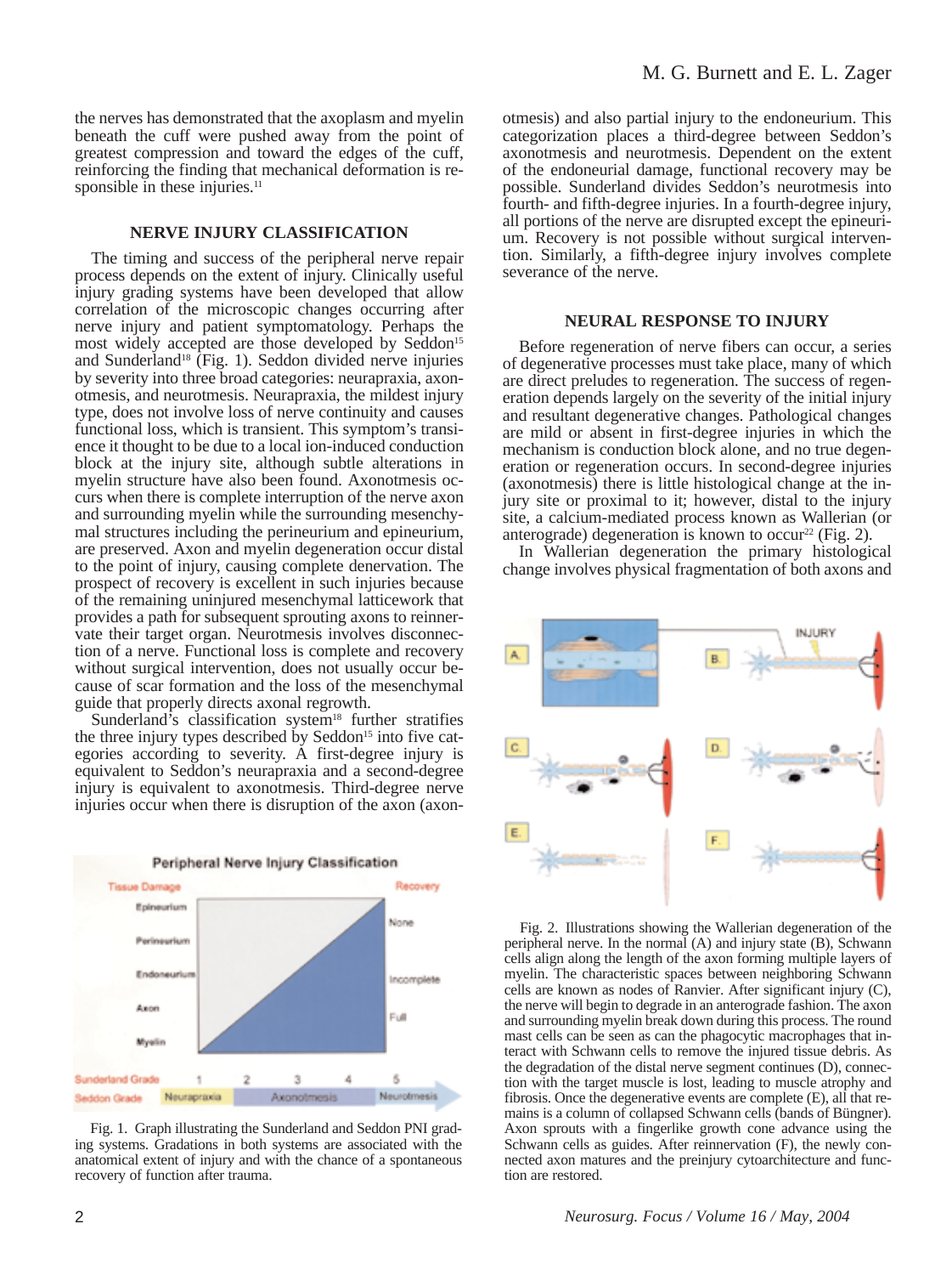the nerves has demonstrated that the axoplasm and myelin beneath the cuff were pushed away from the point of greatest compression and toward the edges of the cuff, reinforcing the finding that mechanical deformation is responsible in these injuries.[11]

## NERVE INJURY CLASSIFICATION

The timing and success of the peripheral nerve repair process depends on the extent of injury. Clinically useful injury grading systems have been developed that allow correlation of the microscopic changes occurring after nerve injury and patient symptomatology. Perhaps the most widely accepted are those developed by Seddon[15] and Sunderland[18] (Fig. 1). Seddon divided nerve injuries by severity into three broad categories: neurapraxia, axonotmesis, and neurotmesis. Neurapraxia, the mildest injury type, does not involve loss of nerve continuity and causes functional loss, which is transient. This symptom's transience it thought to be due to a local ion-induced conduction block at the injury site, although subtle alterations in myelin structure have also been found. Axonotmesis occurs when there is complete interruption of the nerve axon and surrounding myelin while the surrounding mesenchymal structures including the perineurium and epineurium, are preserved. Axon and myelin degeneration occur distal to the point of injury, causing complete denervation. The prospect of recovery is excellent in such injuries because of the remaining uninjured mesenchymal latticework that provides a path for subsequent sprouting axons to reinnervate their target organ. Neurotmesis involves disconnection of a nerve. Functional loss is complete and recovery without surgical intervention, does not usually occur because of scar formation and the loss of the mesenchymal guide that properly directs axonal regrowth.

Sunderland's classification system[18] further stratifies the three injury types described by Seddon[15] into five categories according to severity. A first-degree injury is equivalent to Seddon's neurapraxia and a second-degree injury is equivalent to axonotmesis. Third-degree nerve injuries occur when there is disruption of the axon (axonotmesis) and also partial injury to the endoneurium. This categorization places a third-degree between Seddon's axonotmesis and neurotmesis. Dependent on the extent of the endoneurial damage, functional recovery may be possible. Sunderland divides Seddon's neurotmesis into fourth- and fifth-degree injuries. In a fourth-degree injury, all portions of the nerve are disrupted except the epineurium. Recovery is not possible without surgical intervention. Similarly, a fifth-degree injury involves complete severance of the nerve.

Fig. 1. Graph illustrating the Sunderland and Seddon PNI grading systems. Gradations in both systems are associated with the anatomical extent of injury and with the chance of a spontaneous recovery of function after trauma.

## NEURAL RESPONSE TO INJURY

Before regeneration of nerve fibers can occur, a series of degenerative processes must take place, many of which are direct preludes to regeneration. The success of regeneration depends largely on the severity of the initial injury and resultant degenerative changes. Pathological changes are mild or absent in first-degree injuries in which the mechanism is conduction block alone, and no true degeneration or regeneration occurs. In second-degree injuries (axonotmesis) there is little histological change at the injury site or proximal to it; however, distal to the injury site, a calcium-mediated process known as Wallerian (or anterograde) degeneration is known to occur[22] (Fig. 2).

In Wallerian degeneration the primary histological change involves physical fragmentation of both axons and

Fig. 2. Illustrations showing the Wallerian degeneration of the peripheral nerve. In the normal (A) and injury state (B), Schwann cells align along the length of the axon forming multiple layers of myelin. The characteristic spaces between neighboring Schwann cells are known as nodes of Ranvier. After significant injury (C), the nerve will begin to degrade in an anterograde fashion. The axon and surrounding myelin break down during this process. The round mast cells can be seen as can the phagocytic macrophages that interact with Schwann cells to remove the injured tissue debris. As the degradation of the distal nerve segment continues (D), connection with the target muscle is lost, leading to muscle atrophy and fibrosis. Once the degenerative events are complete (E), all that remains is a column of collapsed Schwann cells (bands of Büngner). Axon sprouts with a fingerlike growth cone advance using the Schwann cells as guides. After reinnervation (F), the newly connected axon matures and the preinjury cytoarchitecture and function are restored.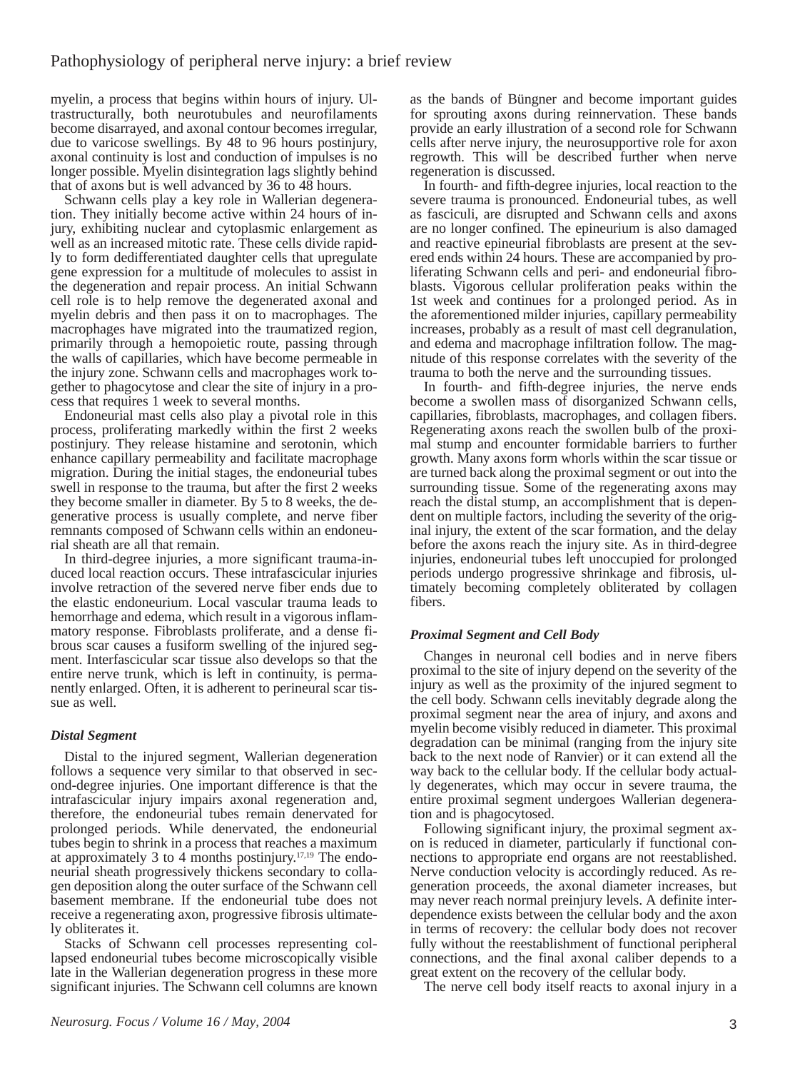myelin, a process that begins within hours of injury. Ultrastructurally, both neurotubules and neurofilaments become disarrayed, and axonal contour becomes irregular, due to varicose swellings. By 48 to 96 hours postinjury, axonal continuity is lost and conduction of impulses is no longer possible. Myelin disintegration lags slightly behind that of axons but is well advanced by 36 to 48 hours.

Schwann cells play a key role in Wallerian degeneration. They initially become active within 24 hours of injury, exhibiting nuclear and cytoplasmic enlargement as well as an increased mitotic rate. These cells divide rapidly to form dedifferentiated daughter cells that upregulate gene expression for a multitude of molecules to assist in the degeneration and repair process. An initial Schwann cell role is to help remove the degenerated axonal and myelin debris and then pass it on to macrophages. The macrophages have migrated into the traumatized region, primarily through a hemopoietic route, passing through the walls of capillaries, which have become permeable in the injury zone. Schwann cells and macrophages work together to phagocytose and clear the site of injury in a process that requires 1 week to several months.

Endoneurial mast cells also play a pivotal role in this process, proliferating markedly within the first 2 weeks postinjury. They release histamine and serotonin, which enhance capillary permeability and facilitate macrophage migration. During the initial stages, the endoneurial tubes swell in response to the trauma, but after the first 2 weeks they become smaller in diameter. By 5 to 8 weeks, the degenerative process is usually complete, and nerve fiber remnants composed of Schwann cells within an endoneurial sheath are all that remain.

In third-degree injuries, a more significant trauma-induced local reaction occurs. These intrafascicular injuries involve retraction of the severed nerve fiber ends due to the elastic endoneurium. Local vascular trauma leads to hemorrhage and edema, which result in a vigorous inflammatory response. Fibroblasts proliferate, and a dense fibrous scar causes a fusiform swelling of the injured segment. Interfascicular scar tissue also develops so that the entire nerve trunk, which is left in continuity, is permanently enlarged. Often, it is adherent to perineural scar tissue as well.

### *Distal Segment*

Distal to the injured segment, Wallerian degeneration follows a sequence very similar to that observed in second-degree injuries. One important difference is that the intrafascicular injury impairs axonal regeneration and, therefore, the endoneurial tubes remain denervated for prolonged periods. While denervated, the endoneurial tubes begin to shrink in a process that reaches a maximum at approximately 3 to 4 months postinjury.[17,19] The endoneurial sheath progressively thickens secondary to collagen deposition along the outer surface of the Schwann cell basement membrane. If the endoneurial tube does not receive a regenerating axon, progressive fibrosis ultimately obliterates it.

Stacks of Schwann cell processes representing collapsed endoneurial tubes become microscopically visible late in the Wallerian degeneration progress in these more significant injuries. The Schwann cell columns are known as the bands of Büngner and become important guides for sprouting axons during reinnervation. These bands provide an early illustration of a second role for Schwann cells after nerve injury, the neurosupportive role for axon regrowth. This will be described further when nerve regeneration is discussed.

In fourth- and fifth-degree injuries, local reaction to the severe trauma is pronounced. Endoneurial tubes, as well as fasciculi, are disrupted and Schwann cells and axons are no longer confined. The epineurium is also damaged and reactive epineurial fibroblasts are present at the severed ends within 24 hours. These are accompanied by proliferating Schwann cells and peri- and endoneurial fibroblasts. Vigorous cellular proliferation peaks within the 1st week and continues for a prolonged period. As in the aforementioned milder injuries, capillary permeability increases, probably as a result of mast cell degranulation, and edema and macrophage infiltration follow. The magnitude of this response correlates with the severity of the trauma to both the nerve and the surrounding tissues.

In fourth- and fifth-degree injuries, the nerve ends become a swollen mass of disorganized Schwann cells, capillaries, fibroblasts, macrophages, and collagen fibers. Regenerating axons reach the swollen bulb of the proximal stump and encounter formidable barriers to further growth. Many axons form whorls within the scar tissue or are turned back along the proximal segment or out into the surrounding tissue. Some of the regenerating axons may reach the distal stump, an accomplishment that is dependent on multiple factors, including the severity of the original injury, the extent of the scar formation, and the delay before the axons reach the injury site. As in third-degree injuries, endoneurial tubes left unoccupied for prolonged periods undergo progressive shrinkage and fibrosis, ultimately becoming completely obliterated by collagen fibers.

### *Proximal Segment and Cell Body*

Changes in neuronal cell bodies and in nerve fibers proximal to the site of injury depend on the severity of the injury as well as the proximity of the injured segment to the cell body. Schwann cells inevitably degrade along the proximal segment near the area of injury, and axons and myelin become visibly reduced in diameter. This proximal degradation can be minimal (ranging from the injury site back to the next node of Ranvier) or it can extend all the way back to the cellular body. If the cellular body actually degenerates, which may occur in severe trauma, the entire proximal segment undergoes Wallerian degeneration and is phagocytosed.

Following significant injury, the proximal segment axon is reduced in diameter, particularly if functional connections to appropriate end organs are not reestablished. Nerve conduction velocity is accordingly reduced. As regeneration proceeds, the axonal diameter increases, but may never reach normal preinjury levels. A definite interdependence exists between the cellular body and the axon in terms of recovery: the cellular body does not recover fully without the reestablishment of functional peripheral connections, and the final axonal caliber depends to a great extent on the recovery of the cellular body.

The nerve cell body itself reacts to axonal injury in a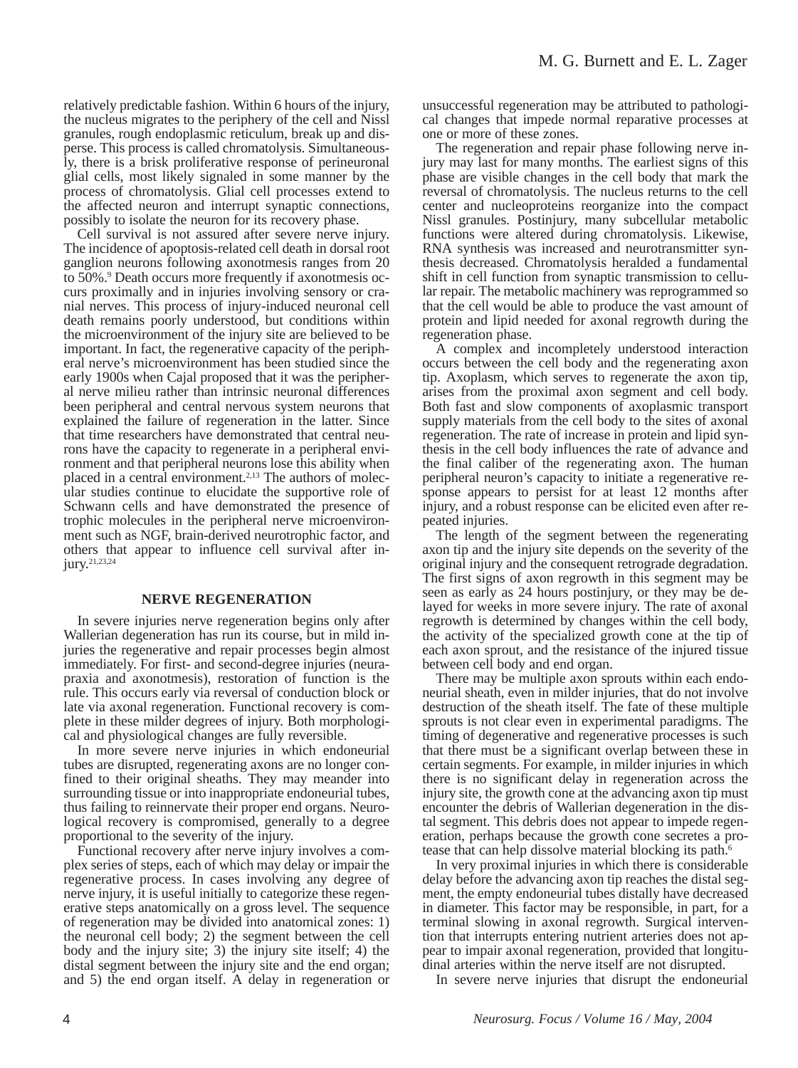relatively predictable fashion. Within 6 hours of the injury, the nucleus migrates to the periphery of the cell and Nissl granules, rough endoplasmic reticulum, break up and disperse. This process is called chromatolysis. Simultaneously, there is a brisk proliferative response of perineuronal glial cells, most likely signaled in some manner by the process of chromatolysis. Glial cell processes extend to the affected neuron and interrupt synaptic connections, possibly to isolate the neuron for its recovery phase.

Cell survival is not assured after severe nerve injury. The incidence of apoptosis-related cell death in dorsal root ganglion neurons following axonotmesis ranges from 20 to 50%.[9] Death occurs more frequently if axonotmesis occurs proximally and in injuries involving sensory or cranial nerves. This process of injury-induced neuronal cell death remains poorly understood, but conditions within the microenvironment of the injury site are believed to be important. In fact, the regenerative capacity of the peripheral nerve's microenvironment has been studied since the early 1900s when Cajal proposed that it was the peripheral nerve milieu rather than intrinsic neuronal differences been peripheral and central nervous system neurons that explained the failure of regeneration in the latter. Since that time researchers have demonstrated that central neurons have the capacity to regenerate in a peripheral environment and that peripheral neurons lose this ability when placed in a central environment.[2,13] The authors of molecular studies continue to elucidate the supportive role of Schwann cells and have demonstrated the presence of trophic molecules in the peripheral nerve microenvironment such as NGF, brain-derived neurotrophic factor, and others that appear to influence cell survival after injury.[21,23,24]

## NERVE REGENERATION

In severe injuries nerve regeneration begins only after Wallerian degeneration has run its course, but in mild injuries the regenerative and repair processes begin almost immediately. For first- and second-degree injuries (neurapraxia and axonotmesis), restoration of function is the rule. This occurs early via reversal of conduction block or late via axonal regeneration. Functional recovery is complete in these milder degrees of injury. Both morphological and physiological changes are fully reversible.

In more severe nerve injuries in which endoneurial tubes are disrupted, regenerating axons are no longer confined to their original sheaths. They may meander into surrounding tissue or into inappropriate endoneurial tubes, thus failing to reinnervate their proper end organs. Neurological recovery is compromised, generally to a degree proportional to the severity of the injury.

Functional recovery after nerve injury involves a complex series of steps, each of which may delay or impair the regenerative process. In cases involving any degree of nerve injury, it is useful initially to categorize these regenerative steps anatomically on a gross level. The sequence of regeneration may be divided into anatomical zones: 1) the neuronal cell body; 2) the segment between the cell body and the injury site; 3) the injury site itself; 4) the distal segment between the injury site and the end organ; and 5) the end organ itself. A delay in regeneration or unsuccessful regeneration may be attributed to pathological changes that impede normal reparative processes at one or more of these zones.

The regeneration and repair phase following nerve injury may last for many months. The earliest signs of this phase are visible changes in the cell body that mark the reversal of chromatolysis. The nucleus returns to the cell center and nucleoproteins reorganize into the compact Nissl granules. Postinjury, many subcellular metabolic functions were altered during chromatolysis. Likewise, RNA synthesis was increased and neurotransmitter synthesis decreased. Chromatolysis heralded a fundamental shift in cell function from synaptic transmission to cellular repair. The metabolic machinery was reprogrammed so that the cell would be able to produce the vast amount of protein and lipid needed for axonal regrowth during the regeneration phase.

A complex and incompletely understood interaction occurs between the cell body and the regenerating axon tip. Axoplasm, which serves to regenerate the axon tip, arises from the proximal axon segment and cell body. Both fast and slow components of axoplasmic transport supply materials from the cell body to the sites of axonal regeneration. The rate of increase in protein and lipid synthesis in the cell body influences the rate of advance and the final caliber of the regenerating axon. The human peripheral neuron's capacity to initiate a regenerative response appears to persist for at least 12 months after injury, and a robust response can be elicited even after repeated injuries.

The length of the segment between the regenerating axon tip and the injury site depends on the severity of the original injury and the consequent retrograde degradation. The first signs of axon regrowth in this segment may be seen as early as 24 hours postinjury, or they may be delayed for weeks in more severe injury. The rate of axonal regrowth is determined by changes within the cell body, the activity of the specialized growth cone at the tip of each axon sprout, and the resistance of the injured tissue between cell body and end organ.

There may be multiple axon sprouts within each endoneurial sheath, even in milder injuries, that do not involve destruction of the sheath itself. The fate of these multiple sprouts is not clear even in experimental paradigms. The timing of degenerative and regenerative processes is such that there must be a significant overlap between these in certain segments. For example, in milder injuries in which there is no significant delay in regeneration across the injury site, the growth cone at the advancing axon tip must encounter the debris of Wallerian degeneration in the distal segment. This debris does not appear to impede regeneration, perhaps because the growth cone secretes a protease that can help dissolve material blocking its path.[6]

In very proximal injuries in which there is considerable delay before the advancing axon tip reaches the distal segment, the empty endoneurial tubes distally have decreased in diameter. This factor may be responsible, in part, for a terminal slowing in axonal regrowth. Surgical intervention that interrupts entering nutrient arteries does not appear to impair axonal regeneration, provided that longitudinal arteries within the nerve itself are not disrupted.

In severe nerve injuries that disrupt the endoneurial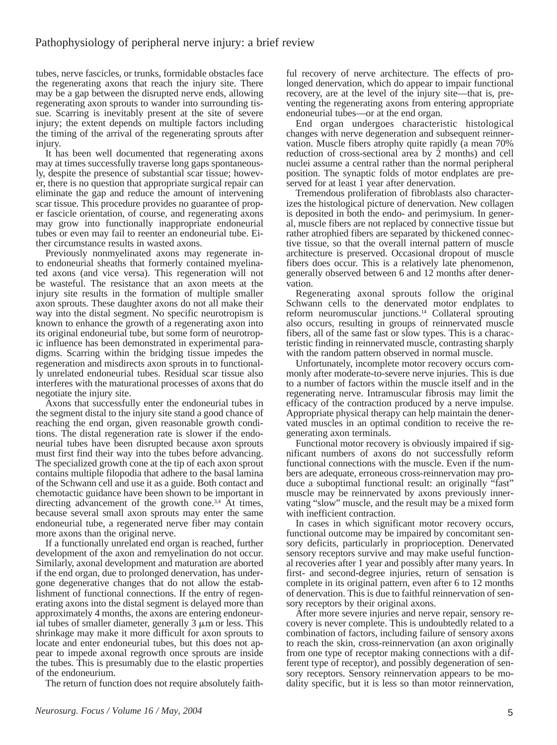tubes, nerve fascicles, or trunks, formidable obstacles face the regenerating axons that reach the injury site. There may be a gap between the disrupted nerve ends, allowing regenerating axon sprouts to wander into surrounding tissue. Scarring is inevitably present at the site of severe injury; the extent depends on multiple factors including the timing of the arrival of the regenerating sprouts after injury.

It has been well documented that regenerating axons may at times successfully traverse long gaps spontaneously, despite the presence of substantial scar tissue; however, there is no question that appropriate surgical repair can eliminate the gap and reduce the amount of intervening scar tissue. This procedure provides no guarantee of proper fascicle orientation, of course, and regenerating axons may grow into functionally inappropriate endoneurial tubes or even may fail to reenter an endoneurial tube. Either circumstance results in wasted axons.

Previously nonmyelinated axons may regenerate into endoneurial sheaths that formerly contained myelinated axons (and vice versa). This regeneration will not be wasteful. The resistance that an axon meets at the injury site results in the formation of multiple smaller axon sprouts. These daughter axons do not all make their way into the distal segment. No specific neurotropism is known to enhance the growth of a regenerating axon into its original endoneurial tube, but some form of neurotropic influence has been demonstrated in experimental paradigms. Scarring within the bridging tissue impedes the regeneration and misdirects axon sprouts in to functionally unrelated endoneurial tubes. Residual scar tissue also interferes with the maturational processes of axons that do negotiate the injury site.

Axons that successfully enter the endoneurial tubes in the segment distal to the injury site stand a good chance of reaching the end organ, given reasonable growth conditions. The distal regeneration rate is slower if the endoneurial tubes have been disrupted because axon sprouts must first find their way into the tubes before advancing. The specialized growth cone at the tip of each axon sprout contains multiple filopodia that adhere to the basal lamina of the Schwann cell and use it as a guide. Both contact and chemotactic guidance have been shown to be important in directing advancement of the growth cone.[3,4] At times, because several small axon sprouts may enter the same endoneurial tube, a regenerated nerve fiber may contain more axons than the original nerve.

If a functionally unrelated end organ is reached, further development of the axon and remyelination do not occur. Similarly, axonal development and maturation are aborted if the end organ, due to prolonged denervation, has undergone degenerative changes that do not allow the establishment of functional connections. If the entry of regenerating axons into the distal segment is delayed more than approximately 4 months, the axons are entering endoneurial tubes of smaller diameter, generally 3 μm or less. This shrinkage may make it more difficult for axon sprouts to locate and enter endoneurial tubes, but this does not appear to impede axonal regrowth once sprouts are inside the tubes. This is presumably due to the elastic properties of the endoneurium.

The return of function does not require absolutely faithful recovery of nerve architecture. The effects of prolonged denervation, which do appear to impair functional recovery, are at the level of the injury site—that is, preventing the regenerating axons from entering appropriate endoneurial tubes—or at the end organ.

End organ undergoes characteristic histological changes with nerve degeneration and subsequent reinnervation. Muscle fibers atrophy quite rapidly (a mean 70% reduction of cross-sectional area by 2 months) and cell nuclei assume a central rather than the normal peripheral position. The synaptic folds of motor endplates are preserved for at least 1 year after denervation.

Tremendous proliferation of fibroblasts also characterizes the histological picture of denervation. New collagen is deposited in both the endo- and perimysium. In general, muscle fibers are not replaced by connective tissue but rather atrophied fibers are separated by thickened connective tissue, so that the overall internal pattern of muscle architecture is preserved. Occasional dropout of muscle fibers does occur. This is a relatively late phenomenon, generally observed between 6 and 12 months after denervation.

Regenerating axonal sprouts follow the original Schwann cells to the denervated motor endplates to reform neuromuscular junctions.[14] Collateral sprouting also occurs, resulting in groups of reinnervated muscle fibers, all of the same fast or slow types. This is a characteristic finding in reinnervated muscle, contrasting sharply with the random pattern observed in normal muscle.

Unfortunately, incomplete motor recovery occurs commonly after moderate-to-severe nerve injuries. This is due to a number of factors within the muscle itself and in the regenerating nerve. Intramuscular fibrosis may limit the efficacy of the contraction produced by a nerve impulse. Appropriate physical therapy can help maintain the denervated muscles in an optimal condition to receive the regenerating axon terminals.

Functional motor recovery is obviously impaired if significant numbers of axons do not successfully reform functional connections with the muscle. Even if the numbers are adequate, erroneous cross-reinnervation may produce a suboptimal functional result: an originally "fast" muscle may be reinnervated by axons previously innervating "slow" muscle, and the result may be a mixed form with inefficient contraction.

In cases in which significant motor recovery occurs, functional outcome may be impaired by concomitant sensory deficits, particularly in proprioception. Denervated sensory receptors survive and may make useful functional recoveries after 1 year and possibly after many years. In first- and second-degree injuries, return of sensation is complete in its original pattern, even after 6 to 12 months of denervation. This is due to faithful reinnervation of sensory receptors by their original axons.

After more severe injuries and nerve repair, sensory recovery is never complete. This is undoubtedly related to a combination of factors, including failure of sensory axons to reach the skin, cross-reinnervation (an axon originally from one type of receptor making connections with a different type of receptor), and possibly degeneration of sensory receptors. Sensory reinnervation appears to be modality specific, but it is less so than motor reinnervation,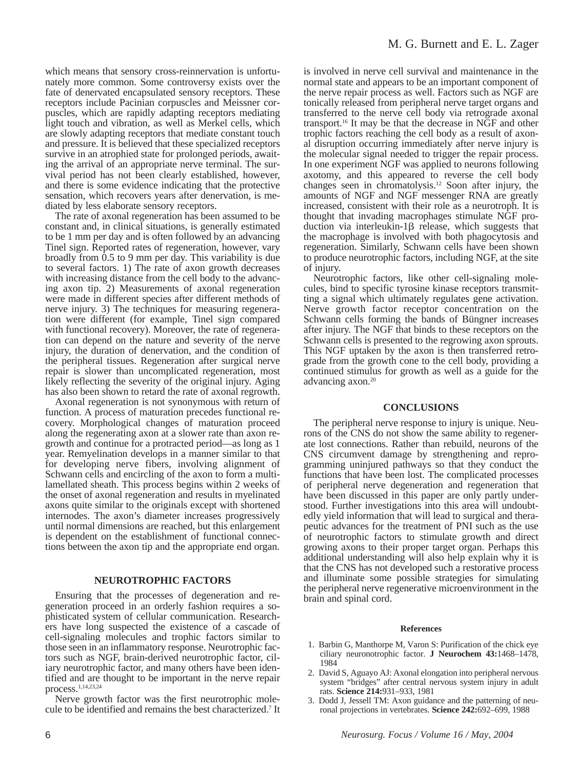which means that sensory cross-reinnervation is unfortunately more common. Some controversy exists over the fate of denervated encapsulated sensory receptors. These receptors include Pacinian corpuscles and Meissner corpuscles, which are rapidly adapting receptors mediating light touch and vibration, as well as Merkel cells, which are slowly adapting receptors that mediate constant touch and pressure. It is believed that these specialized receptors survive in an atrophied state for prolonged periods, awaiting the arrival of an appropriate nerve terminal. The survival period has not been clearly established, however, and there is some evidence indicating that the protective sensation, which recovers years after denervation, is mediated by less elaborate sensory receptors.

The rate of axonal regeneration has been assumed to be constant and, in clinical situations, is generally estimated to be 1 mm per day and is often followed by an advancing Tinel sign. Reported rates of regeneration, however, vary broadly from 0.5 to 9 mm per day. This variability is due to several factors. 1) The rate of axon growth decreases with increasing distance from the cell body to the advancing axon tip. 2) Measurements of axonal regeneration were made in different species after different methods of nerve injury. 3) The techniques for measuring regeneration were different (for example, Tinel sign compared with functional recovery). Moreover, the rate of regeneration can depend on the nature and severity of the nerve injury, the duration of denervation, and the condition of the peripheral tissues. Regeneration after surgical nerve repair is slower than uncomplicated regeneration, most likely reflecting the severity of the original injury. Aging has also been shown to retard the rate of axonal regrowth.

Axonal regeneration is not synonymous with return of function. A process of maturation precedes functional recovery. Morphological changes of maturation proceed along the regenerating axon at a slower rate than axon regrowth and continue for a protracted period—as long as 1 year. Remyelination develops in a manner similar to that for developing nerve fibers, involving alignment of Schwann cells and encircling of the axon to form a multilamellated sheath. This process begins within 2 weeks of the onset of axonal regeneration and results in myelinated axons quite similar to the originals except with shortened internodes. The axon's diameter increases progressively until normal dimensions are reached, but this enlargement is dependent on the establishment of functional connections between the axon tip and the appropriate end organ.

## NEUROTROPHIC FACTORS

Ensuring that the processes of degeneration and regeneration proceed in an orderly fashion requires a sophisticated system of cellular communication. Researchers have long suspected the existence of a cascade of cell-signaling molecules and trophic factors similar to those seen in an inflammatory response. Neurotrophic factors such as NGF, brain-derived neurotrophic factor, ciliary neurotrophic factor, and many others have been identified and are thought to be important in the nerve repair process.[1,14,23,24]

Nerve growth factor was the first neurotrophic molecule to be identified and remains the best characterized.[7] It is involved in nerve cell survival and maintenance in the normal state and appears to be an important component of the nerve repair process as well. Factors such as NGF are tonically released from peripheral nerve target organs and transferred to the nerve cell body via retrograde axonal transport.[16] It may be that the decrease in NGF and other trophic factors reaching the cell body as a result of axonal disruption occurring immediately after nerve injury is the molecular signal needed to trigger the repair process. In one experiment NGF was applied to neurons following axotomy, and this appeared to reverse the cell body changes seen in chromatolysis.[12] Soon after injury, the amounts of NGF and NGF messenger RNA are greatly increased, consistent with their role as a neurotroph. It is thought that invading macrophages stimulate NGF production via interleukin-1β release, which suggests that the macrophage is involved with both phagocytosis and regeneration. Similarly, Schwann cells have been shown to produce neurotrophic factors, including NGF, at the site of injury.

Neurotrophic factors, like other cell-signaling molecules, bind to specific tyrosine kinase receptors transmitting a signal which ultimately regulates gene activation. Nerve growth factor receptor concentration on the Schwann cells forming the bands of Büngner increases after injury. The NGF that binds to these receptors on the Schwann cells is presented to the regrowing axon sprouts. This NGF uptaken by the axon is then transferred retrograde from the growth cone to the cell body, providing a continued stimulus for growth as well as a guide for the advancing axon.[20]

## CONCLUSIONS

The peripheral nerve response to injury is unique. Neurons of the CNS do not show the same ability to regenerate lost connections. Rather than rebuild, neurons of the CNS circumvent damage by strengthening and reprogramming uninjured pathways so that they conduct the functions that have been lost. The complicated processes of peripheral nerve degeneration and regeneration that have been discussed in this paper are only partly understood. Further investigations into this area will undoubtedly yield information that will lead to surgical and therapeutic advances for the treatment of PNI such as the use of neurotrophic factors to stimulate growth and direct growing axons to their proper target organ. Perhaps this additional understanding will also help explain why it is that the CNS has not developed such a restorative process and illuminate some possible strategies for simulating the peripheral nerve regenerative microenvironment in the brain and spinal cord.

### References

1. Barbin G, Manthorpe M, Varon S: Purification of the chick eye ciliary neuronotrophic factor. **J Neurochem 43:**1468–1478, 1984
2. David S, Aguayo AJ: Axonal elongation into peripheral nervous system "bridges" after central nervous system injury in adult rats. **Science 214:**931–933, 1981
3. Dodd J, Jessell TM: Axon guidance and the patterning of neuronal projections in vertebrates. **Science 242:**692–699, 1988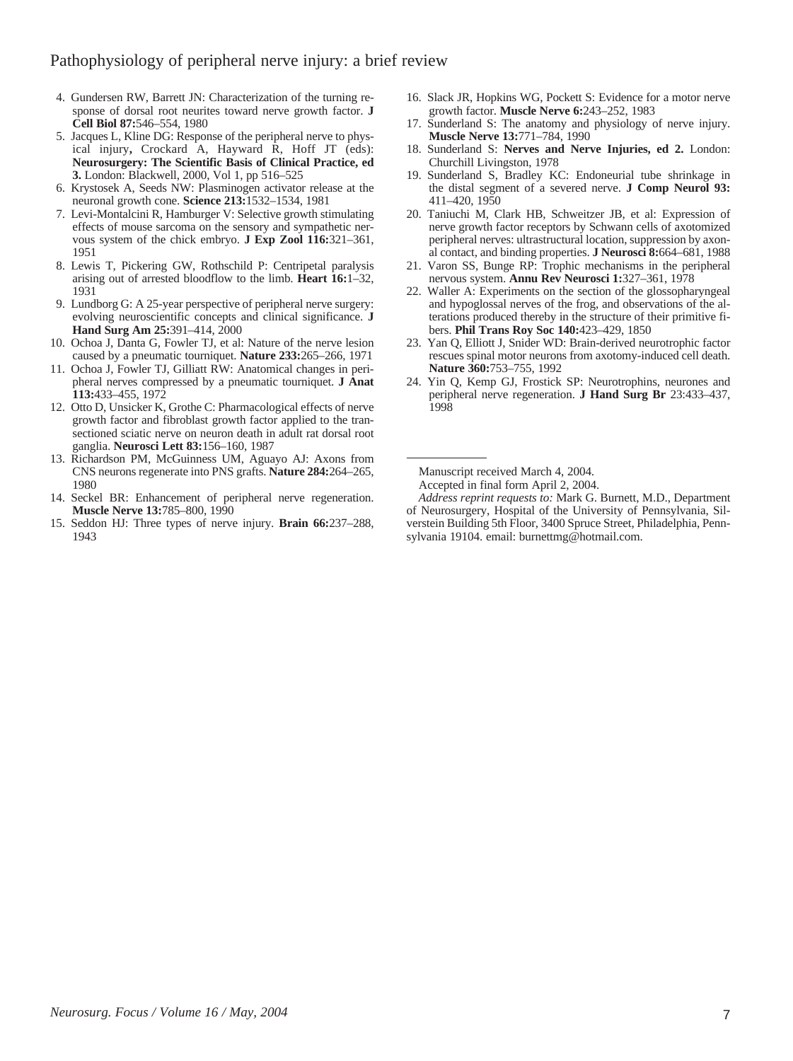4. Gundersen RW, Barrett JN: Characterization of the turning response of dorsal root neurites toward nerve growth factor. **J Cell Biol 87:**546–554, 1980
5. Jacques L, Kline DG: Response of the peripheral nerve to physical injury**,** Crockard A, Hayward R, Hoff JT (eds): **Neurosurgery: The Scientific Basis of Clinical Practice, ed 3.** London: Blackwell, 2000, Vol 1, pp 516–525
6. Krystosek A, Seeds NW: Plasminogen activator release at the neuronal growth cone. **Science 213:**1532–1534, 1981
7. Levi-Montalcini R, Hamburger V: Selective growth stimulating effects of mouse sarcoma on the sensory and sympathetic nervous system of the chick embryo. **J Exp Zool 116:**321–361, 1951
8. Lewis T, Pickering GW, Rothschild P: Centripetal paralysis arising out of arrested bloodflow to the limb. **Heart 16:**1–32, 1931
9. Lundborg G: A 25-year perspective of peripheral nerve surgery: evolving neuroscientific concepts and clinical significance. **J Hand Surg Am 25:**391–414, 2000
10. Ochoa J, Danta G, Fowler TJ, et al: Nature of the nerve lesion caused by a pneumatic tourniquet. **Nature 233:**265–266, 1971
11. Ochoa J, Fowler TJ, Gilliatt RW: Anatomical changes in peripheral nerves compressed by a pneumatic tourniquet. **J Anat 113:**433–455, 1972
12. Otto D, Unsicker K, Grothe C: Pharmacological effects of nerve growth factor and fibroblast growth factor applied to the transectioned sciatic nerve on neuron death in adult rat dorsal root ganglia. **Neurosci Lett 83:**156–160, 1987
13. Richardson PM, McGuinness UM, Aguayo AJ: Axons from CNS neurons regenerate into PNS grafts. **Nature 284:**264–265, 1980
14. Seckel BR: Enhancement of peripheral nerve regeneration. **Muscle Nerve 13:**785–800, 1990
15. Seddon HJ: Three types of nerve injury. **Brain 66:**237–288, 1943
16. Slack JR, Hopkins WG, Pockett S: Evidence for a motor nerve growth factor. **Muscle Nerve 6:**243–252, 1983
17. Sunderland S: The anatomy and physiology of nerve injury. **Muscle Nerve 13:**771–784, 1990
18. Sunderland S: **Nerves and Nerve Injuries, ed 2.** London: Churchill Livingston, 1978
19. Sunderland S, Bradley KC: Endoneurial tube shrinkage in the distal segment of a severed nerve. **J Comp Neurol 93:** 411–420, 1950
20. Taniuchi M, Clark HB, Schweitzer JB, et al: Expression of nerve growth factor receptors by Schwann cells of axotomized peripheral nerves: ultrastructural location, suppression by axonal contact, and binding properties. **J Neurosci 8:**664–681, 1988
21. Varon SS, Bunge RP: Trophic mechanisms in the peripheral nervous system. **Annu Rev Neurosci 1:**327–361, 1978
22. Waller A: Experiments on the section of the glossopharyngeal and hypoglossal nerves of the frog, and observations of the alterations produced thereby in the structure of their primitive fibers. **Phil Trans Roy Soc 140:**423–429, 1850
23. Yan Q, Elliott J, Snider WD: Brain-derived neurotrophic factor rescues spinal motor neurons from axotomy-induced cell death. **Nature 360:**753–755, 1992
24. Yin Q, Kemp GJ, Frostick SP: Neurotrophins, neurones and peripheral nerve regeneration. **J Hand Surg Br** 23:433–437, 1998

---

Manuscript received March 4, 2004.

Accepted in final form April 2, 2004.

*Address reprint requests to:* Mark G. Burnett, M.D., Department of Neurosurgery, Hospital of the University of Pennsylvania, Silverstein Building 5th Floor, 3400 Spruce Street, Philadelphia, Pennsylvania 19104. email: burnettmg@hotmail.com.